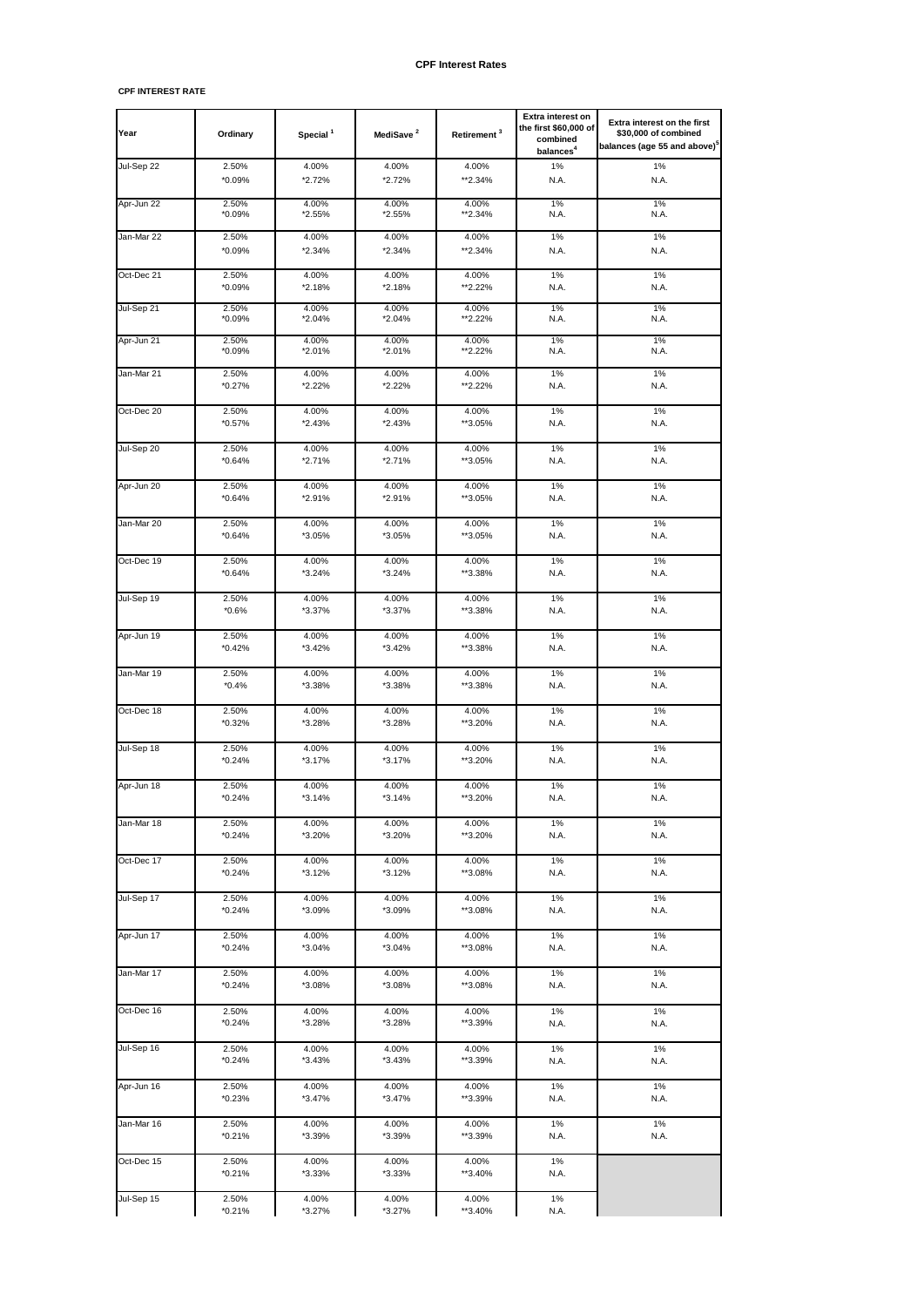**CPF Interest Rates**

**CPF INTEREST RATE**

| Year | Ordinary | Special [1] | MediSave [2] | Retirement [3] | Extra interest on the first $60,000 of combined balances[4] | Extra interest on the first $30,000 of combined balances (age 55 and above)[5] |
|---|---|---|---|---|---|---|
| Jul-Sep 22 | 2.50%<br>*0.09% | 4.00%<br>*2.72% | 4.00%<br>*2.72% | 4.00%<br>**2.34% | 1%<br>N.A. | 1%<br>N.A. |
| Apr-Jun 22 | 2.50%<br>*0.09% | 4.00%<br>*2.55% | 4.00%<br>*2.55% | 4.00%<br>**2.34% | 1%<br>N.A. | 1%<br>N.A. |
| Jan-Mar 22 | 2.50%<br>*0.09% | 4.00%<br>*2.34% | 4.00%<br>*2.34% | 4.00%<br>**2.34% | 1%<br>N.A. | 1%<br>N.A. |
| Oct-Dec 21 | 2.50%<br>*0.09% | 4.00%<br>*2.18% | 4.00%<br>*2.18% | 4.00%<br>**2.22% | 1%<br>N.A. | 1%<br>N.A. |
| Jul-Sep 21 | 2.50%<br>*0.09% | 4.00%<br>*2.04% | 4.00%<br>*2.04% | 4.00%<br>**2.22% | 1%<br>N.A. | 1%<br>N.A. |
| Apr-Jun 21 | 2.50%<br>*0.09% | 4.00%<br>*2.01% | 4.00%<br>*2.01% | 4.00%<br>**2.22% | 1%<br>N.A. | 1%<br>N.A. |
| Jan-Mar 21 | 2.50%<br>*0.27% | 4.00%<br>*2.22% | 4.00%<br>*2.22% | 4.00%<br>**2.22% | 1%<br>N.A. | 1%<br>N.A. |
| Oct-Dec 20 | 2.50%<br>*0.57% | 4.00%<br>*2.43% | 4.00%<br>*2.43% | 4.00%<br>**3.05% | 1%<br>N.A. | 1%<br>N.A. |
| Jul-Sep 20 | 2.50%<br>*0.64% | 4.00%<br>*2.71% | 4.00%<br>*2.71% | 4.00%<br>**3.05% | 1%<br>N.A. | 1%<br>N.A. |
| Apr-Jun 20 | 2.50%<br>*0.64% | 4.00%<br>*2.91% | 4.00%<br>*2.91% | 4.00%<br>**3.05% | 1%<br>N.A. | 1%<br>N.A. |
| Jan-Mar 20 | 2.50%<br>*0.64% | 4.00%<br>*3.05% | 4.00%<br>*3.05% | 4.00%<br>**3.05% | 1%<br>N.A. | 1%<br>N.A. |
| Oct-Dec 19 | 2.50%<br>*0.64% | 4.00%<br>*3.24% | 4.00%<br>*3.24% | 4.00%<br>**3.38% | 1%<br>N.A. | 1%<br>N.A. |
| Jul-Sep 19 | 2.50%<br>*0.6% | 4.00%<br>*3.37% | 4.00%<br>*3.37% | 4.00%<br>**3.38% | 1%<br>N.A. | 1%<br>N.A. |
| Apr-Jun 19 | 2.50%<br>*0.42% | 4.00%<br>*3.42% | 4.00%<br>*3.42% | 4.00%<br>**3.38% | 1%<br>N.A. | 1%<br>N.A. |
| Jan-Mar 19 | 2.50%<br>*0.4% | 4.00%<br>*3.38% | 4.00%<br>*3.38% | 4.00%<br>**3.38% | 1%<br>N.A. | 1%<br>N.A. |
| Oct-Dec 18 | 2.50%<br>*0.32% | 4.00%<br>*3.28% | 4.00%<br>*3.28% | 4.00%<br>**3.20% | 1%<br>N.A. | 1%<br>N.A. |
| Jul-Sep 18 | 2.50%<br>*0.24% | 4.00%<br>*3.17% | 4.00%<br>*3.17% | 4.00%<br>**3.20% | 1%<br>N.A. | 1%<br>N.A. |
| Apr-Jun 18 | 2.50%<br>*0.24% | 4.00%<br>*3.14% | 4.00%<br>*3.14% | 4.00%<br>**3.20% | 1%<br>N.A. | 1%<br>N.A. |
| Jan-Mar 18 | 2.50%<br>*0.24% | 4.00%<br>*3.20% | 4.00%<br>*3.20% | 4.00%<br>**3.20% | 1%<br>N.A. | 1%<br>N.A. |
| Oct-Dec 17 | 2.50%<br>*0.24% | 4.00%<br>*3.12% | 4.00%<br>*3.12% | 4.00%<br>**3.08% | 1%<br>N.A. | 1%<br>N.A. |
| Jul-Sep 17 | 2.50%<br>*0.24% | 4.00%<br>*3.09% | 4.00%<br>*3.09% | 4.00%<br>**3.08% | 1%<br>N.A. | 1%<br>N.A. |
| Apr-Jun 17 | 2.50%<br>*0.24% | 4.00%<br>*3.04% | 4.00%<br>*3.04% | 4.00%<br>**3.08% | 1%<br>N.A. | 1%<br>N.A. |
| Jan-Mar 17 | 2.50%<br>*0.24% | 4.00%<br>*3.08% | 4.00%<br>*3.08% | 4.00%<br>**3.08% | 1%<br>N.A. | 1%<br>N.A. |
| Oct-Dec 16 | 2.50%<br>*0.24% | 4.00%<br>*3.28% | 4.00%<br>*3.28% | 4.00%<br>**3.39% | 1%<br>N.A. | 1%<br>N.A. |
| Jul-Sep 16 | 2.50%<br>*0.24% | 4.00%<br>*3.43% | 4.00%<br>*3.43% | 4.00%<br>**3.39% | 1%<br>N.A. | 1%<br>N.A. |
| Apr-Jun 16 | 2.50%<br>*0.23% | 4.00%<br>*3.47% | 4.00%<br>*3.47% | 4.00%<br>**3.39% | 1%<br>N.A. | 1%<br>N.A. |
| Jan-Mar 16 | 2.50%<br>*0.21% | 4.00%<br>*3.39% | 4.00%<br>*3.39% | 4.00%<br>**3.39% | 1%<br>N.A. | 1%<br>N.A. |
| Oct-Dec 15 | 2.50%<br>*0.21% | 4.00%<br>*3.33% | 4.00%<br>*3.33% | 4.00%<br>**3.40% | 1%<br>N.A. | |
| Jul-Sep 15 | 2.50%<br>*0.21% | 4.00%<br>*3.27% | 4.00%<br>*3.27% | 4.00%<br>**3.40% | 1%<br>N.A. | |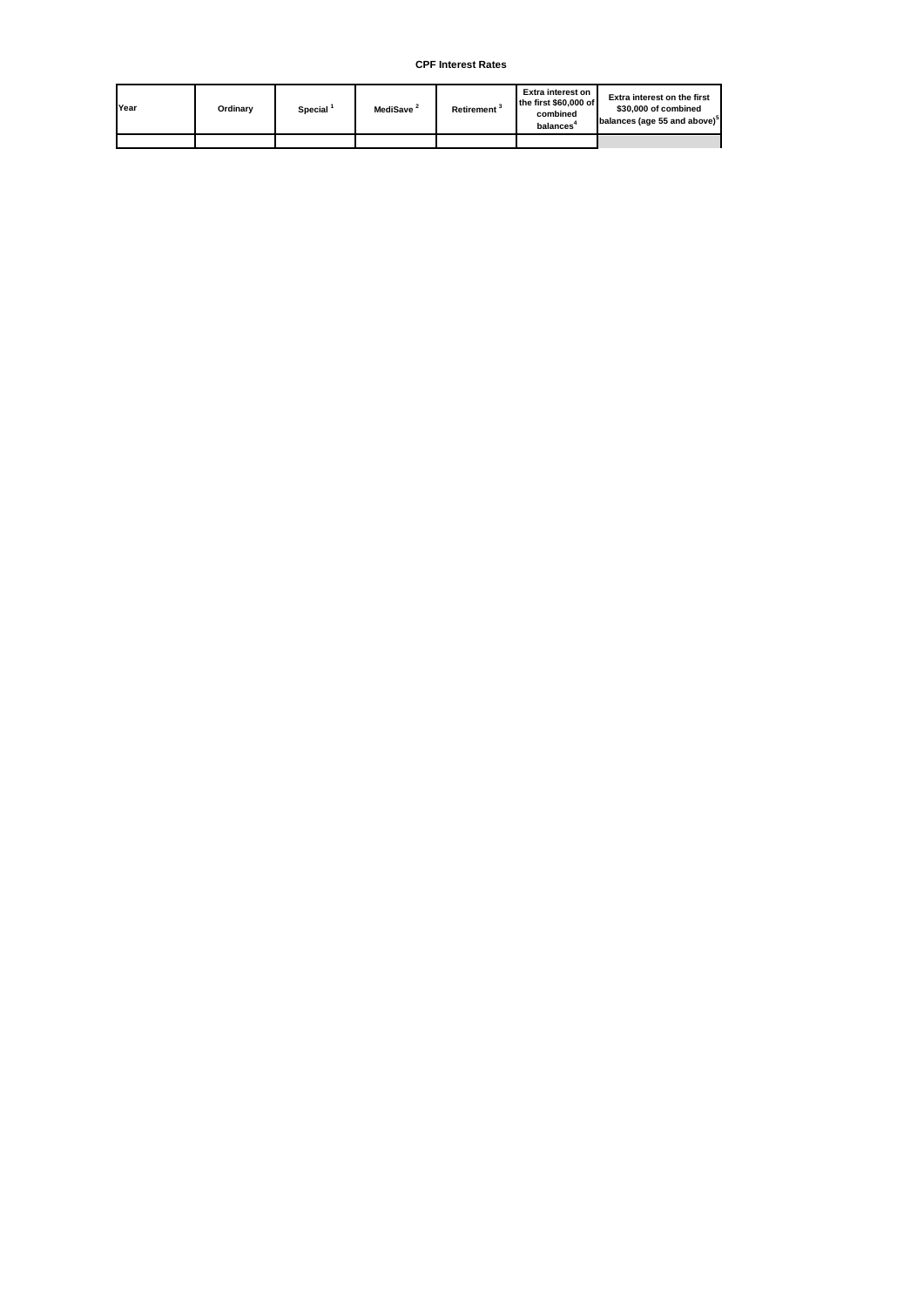**CPF Interest Rates**

| Year | Ordinary | Special [1] | MediSave [2] | Retirement [3] | Extra interest on the first $60,000 of combined balances[4] | Extra interest on the first $30,000 of combined balances (age 55 and above)[5] |
|---|---|---|---|---|---|---|
| | | | | | | |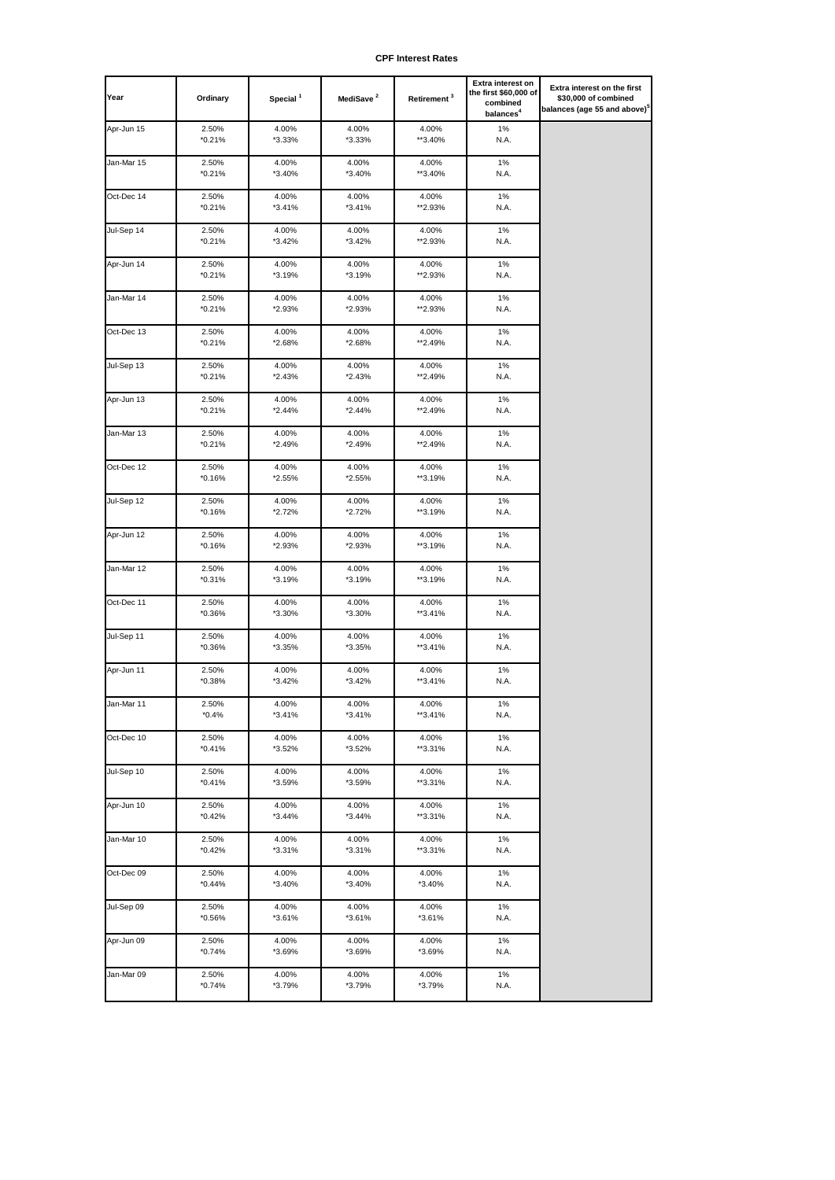**CPF Interest Rates**

| Year | Ordinary | Special [1] | MediSave [2] | Retirement [3] | Extra interest on the first $60,000 of combined balances[4] | Extra interest on the first $30,000 of combined balances (age 55 and above)[5] |
|---|---|---|---|---|---|---|
| Apr-Jun 15 | 2.50%<br>*0.21% | 4.00%<br>*3.33% | 4.00%<br>*3.33% | 4.00%<br>**3.40% | 1%<br>N.A. | |
| Jan-Mar 15 | 2.50%<br>*0.21% | 4.00%<br>*3.40% | 4.00%<br>*3.40% | 4.00%<br>**3.40% | 1%<br>N.A. | |
| Oct-Dec 14 | 2.50%<br>*0.21% | 4.00%<br>*3.41% | 4.00%<br>*3.41% | 4.00%<br>**2.93% | 1%<br>N.A. | |
| Jul-Sep 14 | 2.50%<br>*0.21% | 4.00%<br>*3.42% | 4.00%<br>*3.42% | 4.00%<br>**2.93% | 1%<br>N.A. | |
| Apr-Jun 14 | 2.50%<br>*0.21% | 4.00%<br>*3.19% | 4.00%<br>*3.19% | 4.00%<br>**2.93% | 1%<br>N.A. | |
| Jan-Mar 14 | 2.50%<br>*0.21% | 4.00%<br>*2.93% | 4.00%<br>*2.93% | 4.00%<br>**2.93% | 1%<br>N.A. | |
| Oct-Dec 13 | 2.50%<br>*0.21% | 4.00%<br>*2.68% | 4.00%<br>*2.68% | 4.00%<br>**2.49% | 1%<br>N.A. | |
| Jul-Sep 13 | 2.50%<br>*0.21% | 4.00%<br>*2.43% | 4.00%<br>*2.43% | 4.00%<br>**2.49% | 1%<br>N.A. | |
| Apr-Jun 13 | 2.50%<br>*0.21% | 4.00%<br>*2.44% | 4.00%<br>*2.44% | 4.00%<br>**2.49% | 1%<br>N.A. | |
| Jan-Mar 13 | 2.50%<br>*0.21% | 4.00%<br>*2.49% | 4.00%<br>*2.49% | 4.00%<br>**2.49% | 1%<br>N.A. | |
| Oct-Dec 12 | 2.50%<br>*0.16% | 4.00%<br>*2.55% | 4.00%<br>*2.55% | 4.00%<br>**3.19% | 1%<br>N.A. | |
| Jul-Sep 12 | 2.50%<br>*0.16% | 4.00%<br>*2.72% | 4.00%<br>*2.72% | 4.00%<br>**3.19% | 1%<br>N.A. | |
| Apr-Jun 12 | 2.50%<br>*0.16% | 4.00%<br>*2.93% | 4.00%<br>*2.93% | 4.00%<br>**3.19% | 1%<br>N.A. | |
| Jan-Mar 12 | 2.50%<br>*0.31% | 4.00%<br>*3.19% | 4.00%<br>*3.19% | 4.00%<br>**3.19% | 1%<br>N.A. | |
| Oct-Dec 11 | 2.50%<br>*0.36% | 4.00%<br>*3.30% | 4.00%<br>*3.30% | 4.00%<br>**3.41% | 1%<br>N.A. | |
| Jul-Sep 11 | 2.50%<br>*0.36% | 4.00%<br>*3.35% | 4.00%<br>*3.35% | 4.00%<br>**3.41% | 1%<br>N.A. | |
| Apr-Jun 11 | 2.50%<br>*0.38% | 4.00%<br>*3.42% | 4.00%<br>*3.42% | 4.00%<br>**3.41% | 1%<br>N.A. | |
| Jan-Mar 11 | 2.50%<br>*0.4% | 4.00%<br>*3.41% | 4.00%<br>*3.41% | 4.00%<br>**3.41% | 1%<br>N.A. | |
| Oct-Dec 10 | 2.50%<br>*0.41% | 4.00%<br>*3.52% | 4.00%<br>*3.52% | 4.00%<br>**3.31% | 1%<br>N.A. | |
| Jul-Sep 10 | 2.50%<br>*0.41% | 4.00%<br>*3.59% | 4.00%<br>*3.59% | 4.00%<br>**3.31% | 1%<br>N.A. | |
| Apr-Jun 10 | 2.50%<br>*0.42% | 4.00%<br>*3.44% | 4.00%<br>*3.44% | 4.00%<br>**3.31% | 1%<br>N.A. | |
| Jan-Mar 10 | 2.50%<br>*0.42% | 4.00%<br>*3.31% | 4.00%<br>*3.31% | 4.00%<br>**3.31% | 1%<br>N.A. | |
| Oct-Dec 09 | 2.50%<br>*0.44% | 4.00%<br>*3.40% | 4.00%<br>*3.40% | 4.00%<br>*3.40% | 1%<br>N.A. | |
| Jul-Sep 09 | 2.50%<br>*0.56% | 4.00%<br>*3.61% | 4.00%<br>*3.61% | 4.00%<br>*3.61% | 1%<br>N.A. | |
| Apr-Jun 09 | 2.50%<br>*0.74% | 4.00%<br>*3.69% | 4.00%<br>*3.69% | 4.00%<br>*3.69% | 1%<br>N.A. | |
| Jan-Mar 09 | 2.50%<br>*0.74% | 4.00%<br>*3.79% | 4.00%<br>*3.79% | 4.00%<br>*3.79% | 1%<br>N.A. | |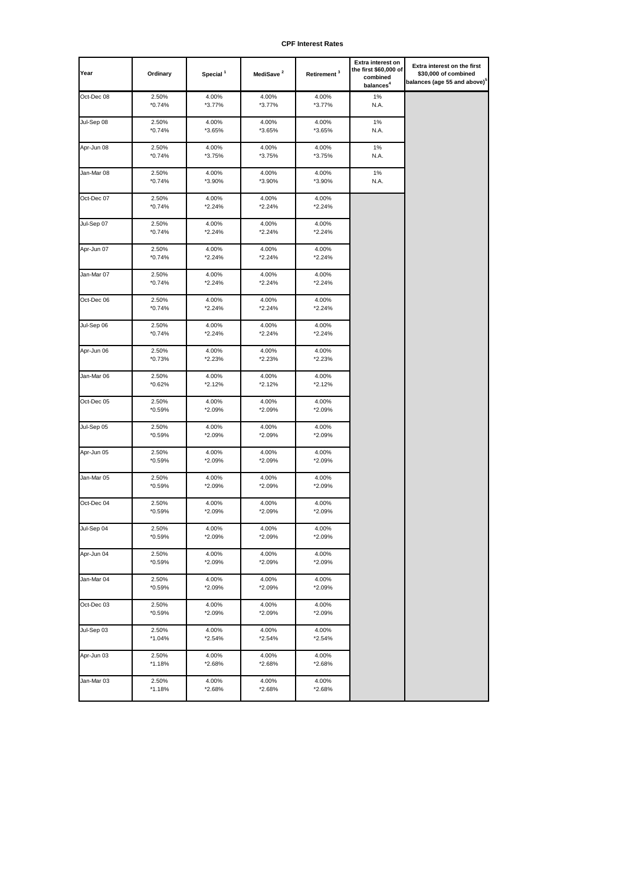**CPF Interest Rates**

| Year | Ordinary | Special [1] | MediSave [2] | Retirement [3] | Extra interest on the first $60,000 of combined balances[4] | Extra interest on the first $30,000 of combined balances (age 55 and above)[5] |
|---|---|---|---|---|---|---|
| Oct-Dec 08 | 2.50%<br>*0.74% | 4.00%<br>*3.77% | 4.00%<br>*3.77% | 4.00%<br>*3.77% | 1%<br>N.A. | |
| Jul-Sep 08 | 2.50%<br>*0.74% | 4.00%<br>*3.65% | 4.00%<br>*3.65% | 4.00%<br>*3.65% | 1%<br>N.A. | |
| Apr-Jun 08 | 2.50%<br>*0.74% | 4.00%<br>*3.75% | 4.00%<br>*3.75% | 4.00%<br>*3.75% | 1%<br>N.A. | |
| Jan-Mar 08 | 2.50%<br>*0.74% | 4.00%<br>*3.90% | 4.00%<br>*3.90% | 4.00%<br>*3.90% | 1%<br>N.A. | |
| Oct-Dec 07 | 2.50%<br>*0.74% | 4.00%<br>*2.24% | 4.00%<br>*2.24% | 4.00%<br>*2.24% | | |
| Jul-Sep 07 | 2.50%<br>*0.74% | 4.00%<br>*2.24% | 4.00%<br>*2.24% | 4.00%<br>*2.24% | | |
| Apr-Jun 07 | 2.50%<br>*0.74% | 4.00%<br>*2.24% | 4.00%<br>*2.24% | 4.00%<br>*2.24% | | |
| Jan-Mar 07 | 2.50%<br>*0.74% | 4.00%<br>*2.24% | 4.00%<br>*2.24% | 4.00%<br>*2.24% | | |
| Oct-Dec 06 | 2.50%<br>*0.74% | 4.00%<br>*2.24% | 4.00%<br>*2.24% | 4.00%<br>*2.24% | | |
| Jul-Sep 06 | 2.50%<br>*0.74% | 4.00%<br>*2.24% | 4.00%<br>*2.24% | 4.00%<br>*2.24% | | |
| Apr-Jun 06 | 2.50%<br>*0.73% | 4.00%<br>*2.23% | 4.00%<br>*2.23% | 4.00%<br>*2.23% | | |
| Jan-Mar 06 | 2.50%<br>*0.62% | 4.00%<br>*2.12% | 4.00%<br>*2.12% | 4.00%<br>*2.12% | | |
| Oct-Dec 05 | 2.50%<br>*0.59% | 4.00%<br>*2.09% | 4.00%<br>*2.09% | 4.00%<br>*2.09% | | |
| Jul-Sep 05 | 2.50%<br>*0.59% | 4.00%<br>*2.09% | 4.00%<br>*2.09% | 4.00%<br>*2.09% | | |
| Apr-Jun 05 | 2.50%<br>*0.59% | 4.00%<br>*2.09% | 4.00%<br>*2.09% | 4.00%<br>*2.09% | | |
| Jan-Mar 05 | 2.50%<br>*0.59% | 4.00%<br>*2.09% | 4.00%<br>*2.09% | 4.00%<br>*2.09% | | |
| Oct-Dec 04 | 2.50%<br>*0.59% | 4.00%<br>*2.09% | 4.00%<br>*2.09% | 4.00%<br>*2.09% | | |
| Jul-Sep 04 | 2.50%<br>*0.59% | 4.00%<br>*2.09% | 4.00%<br>*2.09% | 4.00%<br>*2.09% | | |
| Apr-Jun 04 | 2.50%<br>*0.59% | 4.00%<br>*2.09% | 4.00%<br>*2.09% | 4.00%<br>*2.09% | | |
| Jan-Mar 04 | 2.50%<br>*0.59% | 4.00%<br>*2.09% | 4.00%<br>*2.09% | 4.00%<br>*2.09% | | |
| Oct-Dec 03 | 2.50%<br>*0.59% | 4.00%<br>*2.09% | 4.00%<br>*2.09% | 4.00%<br>*2.09% | | |
| Jul-Sep 03 | 2.50%<br>*1.04% | 4.00%<br>*2.54% | 4.00%<br>*2.54% | 4.00%<br>*2.54% | | |
| Apr-Jun 03 | 2.50%<br>*1.18% | 4.00%<br>*2.68% | 4.00%<br>*2.68% | 4.00%<br>*2.68% | | |
| Jan-Mar 03 | 2.50%<br>*1.18% | 4.00%<br>*2.68% | 4.00%<br>*2.68% | 4.00%<br>*2.68% | | |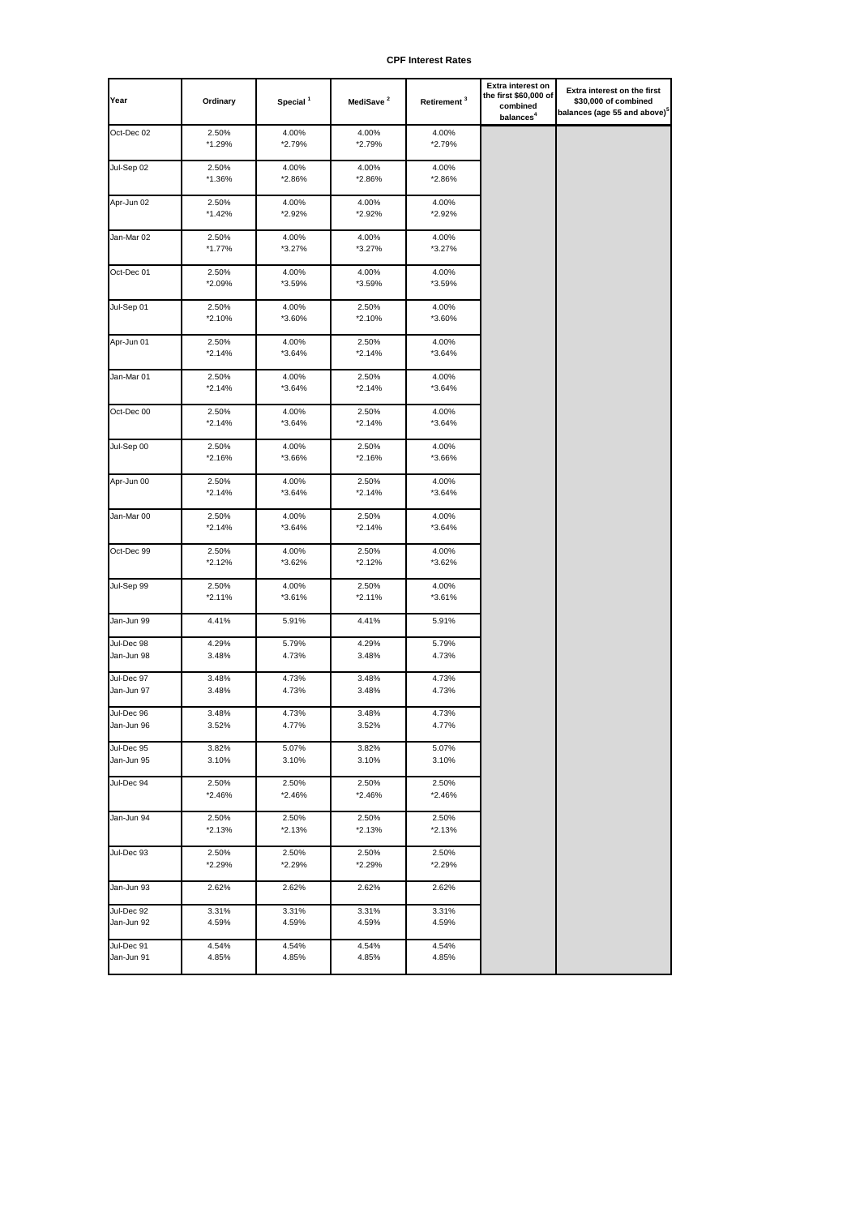**CPF Interest Rates**

| Year | Ordinary | Special [1] | MediSave [2] | Retirement [3] | Extra interest on the first $60,000 of combined balances[4] | Extra interest on the first $30,000 of combined balances (age 55 and above)[5] |
|---|---|---|---|---|---|---|
| Oct-Dec 02 | 2.50%<br>*1.29% | 4.00%<br>*2.79% | 4.00%<br>*2.79% | 4.00%<br>*2.79% | | |
| Jul-Sep 02 | 2.50%<br>*1.36% | 4.00%<br>*2.86% | 4.00%<br>*2.86% | 4.00%<br>*2.86% | | |
| Apr-Jun 02 | 2.50%<br>*1.42% | 4.00%<br>*2.92% | 4.00%<br>*2.92% | 4.00%<br>*2.92% | | |
| Jan-Mar 02 | 2.50%<br>*1.77% | 4.00%<br>*3.27% | 4.00%<br>*3.27% | 4.00%<br>*3.27% | | |
| Oct-Dec 01 | 2.50%<br>*2.09% | 4.00%<br>*3.59% | 4.00%<br>*3.59% | 4.00%<br>*3.59% | | |
| Jul-Sep 01 | 2.50%<br>*2.10% | 4.00%<br>*3.60% | 2.50%<br>*2.10% | 4.00%<br>*3.60% | | |
| Apr-Jun 01 | 2.50%<br>*2.14% | 4.00%<br>*3.64% | 2.50%<br>*2.14% | 4.00%<br>*3.64% | | |
| Jan-Mar 01 | 2.50%<br>*2.14% | 4.00%<br>*3.64% | 2.50%<br>*2.14% | 4.00%<br>*3.64% | | |
| Oct-Dec 00 | 2.50%<br>*2.14% | 4.00%<br>*3.64% | 2.50%<br>*2.14% | 4.00%<br>*3.64% | | |
| Jul-Sep 00 | 2.50%<br>*2.16% | 4.00%<br>*3.66% | 2.50%<br>*2.16% | 4.00%<br>*3.66% | | |
| Apr-Jun 00 | 2.50%<br>*2.14% | 4.00%<br>*3.64% | 2.50%<br>*2.14% | 4.00%<br>*3.64% | | |
| Jan-Mar 00 | 2.50%<br>*2.14% | 4.00%<br>*3.64% | 2.50%<br>*2.14% | 4.00%<br>*3.64% | | |
| Oct-Dec 99 | 2.50%<br>*2.12% | 4.00%<br>*3.62% | 2.50%<br>*2.12% | 4.00%<br>*3.62% | | |
| Jul-Sep 99 | 2.50%<br>*2.11% | 4.00%<br>*3.61% | 2.50%<br>*2.11% | 4.00%<br>*3.61% | | |
| Jan-Jun 99 | 4.41% | 5.91% | 4.41% | 5.91% | | |
| Jul-Dec 98<br>Jan-Jun 98 | 4.29%<br>3.48% | 5.79%<br>4.73% | 4.29%<br>3.48% | 5.79%<br>4.73% | | |
| Jul-Dec 97<br>Jan-Jun 97 | 3.48%<br>3.48% | 4.73%<br>4.73% | 3.48%<br>3.48% | 4.73%<br>4.73% | | |
| Jul-Dec 96<br>Jan-Jun 96 | 3.48%<br>3.52% | 4.73%<br>4.77% | 3.48%<br>3.52% | 4.73%<br>4.77% | | |
| Jul-Dec 95<br>Jan-Jun 95 | 3.82%<br>3.10% | 5.07%<br>3.10% | 3.82%<br>3.10% | 5.07%<br>3.10% | | |
| Jul-Dec 94 | 2.50%<br>*2.46% | 2.50%<br>*2.46% | 2.50%<br>*2.46% | 2.50%<br>*2.46% | | |
| Jan-Jun 94 | 2.50%<br>*2.13% | 2.50%<br>*2.13% | 2.50%<br>*2.13% | 2.50%<br>*2.13% | | |
| Jul-Dec 93 | 2.50%<br>*2.29% | 2.50%<br>*2.29% | 2.50%<br>*2.29% | 2.50%<br>*2.29% | | |
| Jan-Jun 93 | 2.62% | 2.62% | 2.62% | 2.62% | | |
| Jul-Dec 92<br>Jan-Jun 92 | 3.31%<br>4.59% | 3.31%<br>4.59% | 3.31%<br>4.59% | 3.31%<br>4.59% | | |
| Jul-Dec 91<br>Jan-Jun 91 | 4.54%<br>4.85% | 4.54%<br>4.85% | 4.54%<br>4.85% | 4.54%<br>4.85% | | |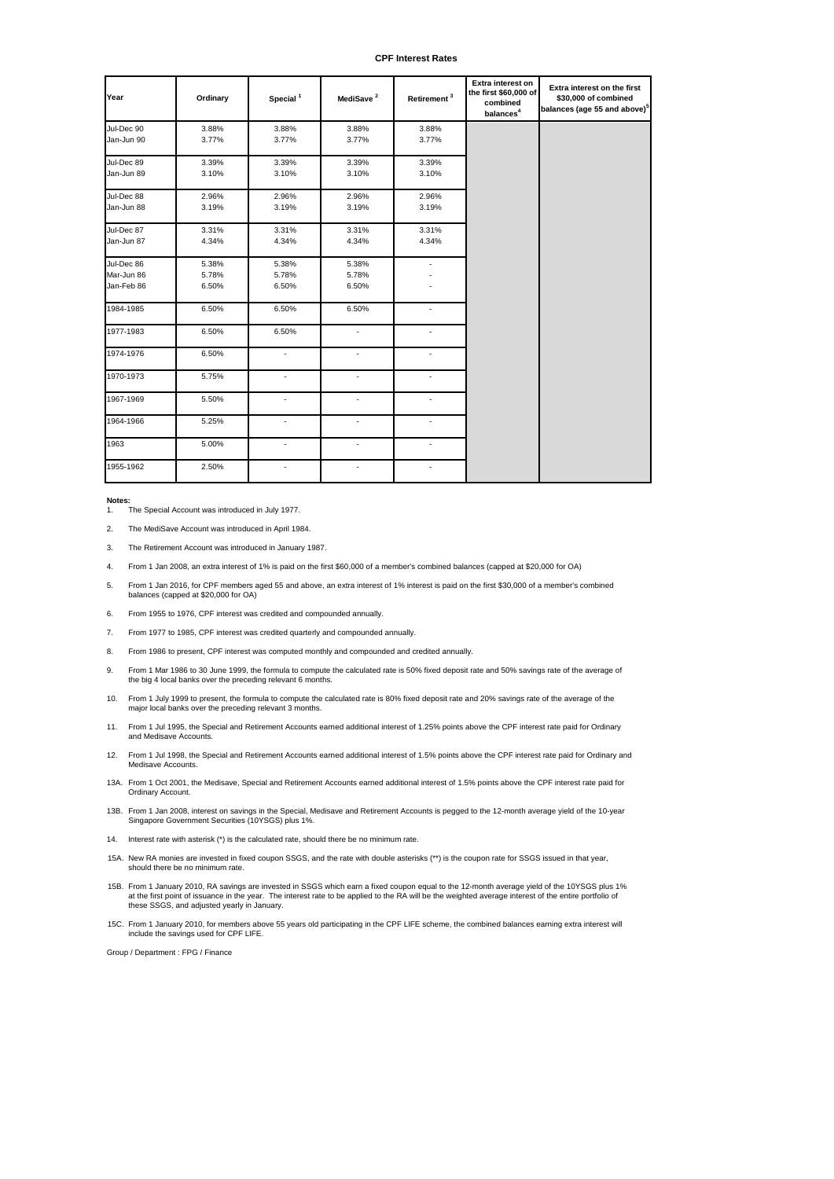**CPF Interest Rates**

| Year | Ordinary | Special[1] | MediSave[2] | Retirement[3] | Extra interest on the first \$60,000 of combined balances[4] | Extra interest on the first \$30,000 of combined balances (age 55 and above)[5] |
|---|---|---|---|---|---|---|
| Jul-Dec 90 | 3.88% | 3.88% | 3.88% | 3.88% | | |
| Jan-Jun 90 | 3.77% | 3.77% | 3.77% | 3.77% | | |
| Jul-Dec 89 | 3.39% | 3.39% | 3.39% | 3.39% | | |
| Jan-Jun 89 | 3.10% | 3.10% | 3.10% | 3.10% | | |
| Jul-Dec 88 | 2.96% | 2.96% | 2.96% | 2.96% | | |
| Jan-Jun 88 | 3.19% | 3.19% | 3.19% | 3.19% | | |
| Jul-Dec 87 | 3.31% | 3.31% | 3.31% | 3.31% | | |
| Jan-Jun 87 | 4.34% | 4.34% | 4.34% | 4.34% | | |
| Jul-Dec 86 | 5.38% | 5.38% | 5.38% | - | | |
| Mar-Jun 86 | 5.78% | 5.78% | 5.78% | - | | |
| Jan-Feb 86 | 6.50% | 6.50% | 6.50% | - | | |
| 1984-1985 | 6.50% | 6.50% | 6.50% | - | | |
| 1977-1983 | 6.50% | 6.50% | - | - | | |
| 1974-1976 | 6.50% | - | - | - | | |
| 1970-1973 | 5.75% | - | - | - | | |
| 1967-1969 | 5.50% | - | - | - | | |
| 1964-1966 | 5.25% | - | - | - | | |
| 1963 | 5.00% | - | - | - | | |
| 1955-1962 | 2.50% | - | - | - | | |

**Notes:**

1. The Special Account was introduced in July 1977.
2. The MediSave Account was introduced in April 1984.
3. The Retirement Account was introduced in January 1987.
4. From 1 Jan 2008, an extra interest of 1% is paid on the first \$60,000 of a member's combined balances (capped at \$20,000 for OA)
5. From 1 Jan 2016, for CPF members aged 55 and above, an extra interest of 1% interest is paid on the first \$30,000 of a member's combined balances (capped at \$20,000 for OA)
6. From 1955 to 1976, CPF interest was credited and compounded annually.
7. From 1977 to 1985, CPF interest was credited quarterly and compounded annually.
8. From 1986 to present, CPF interest was computed monthly and compounded and credited annually.
9. From 1 Mar 1986 to 30 June 1999, the formula to compute the calculated rate is 50% fixed deposit rate and 50% savings rate of the average of the big 4 local banks over the preceding relevant 6 months.
10. From 1 July 1999 to present, the formula to compute the calculated rate is 80% fixed deposit rate and 20% savings rate of the average of the major local banks over the preceding relevant 3 months.
11. From 1 Jul 1995, the Special and Retirement Accounts earned additional interest of 1.25% points above the CPF interest rate paid for Ordinary and Medisave Accounts.
12. From 1 Jul 1998, the Special and Retirement Accounts earned additional interest of 1.5% points above the CPF interest rate paid for Ordinary and Medisave Accounts.

13A. From 1 Oct 2001, the Medisave, Special and Retirement Accounts earned additional interest of 1.5% points above the CPF interest rate paid for Ordinary Account.

13B. From 1 Jan 2008, interest on savings in the Special, Medisave and Retirement Accounts is pegged to the 12-month average yield of the 10-year Singapore Government Securities (10YSGS) plus 1%.

14. Interest rate with asterisk (*) is the calculated rate, should there be no minimum rate.

15A. New RA monies are invested in fixed coupon SSGS, and the rate with double asterisks (**) is the coupon rate for SSGS issued in that year, should there be no minimum rate.

15B. From 1 January 2010, RA savings are invested in SSGS which earn a fixed coupon equal to the 12-month average yield of the 10YSGS plus 1% at the first point of issuance in the year. The interest rate to be applied to the RA will be the weighted average interest of the entire portfolio of these SSGS, and adjusted yearly in January.

15C. From 1 January 2010, for members above 55 years old participating in the CPF LIFE scheme, the combined balances earning extra interest will include the savings used for CPF LIFE.

Group / Department : FPG / Finance